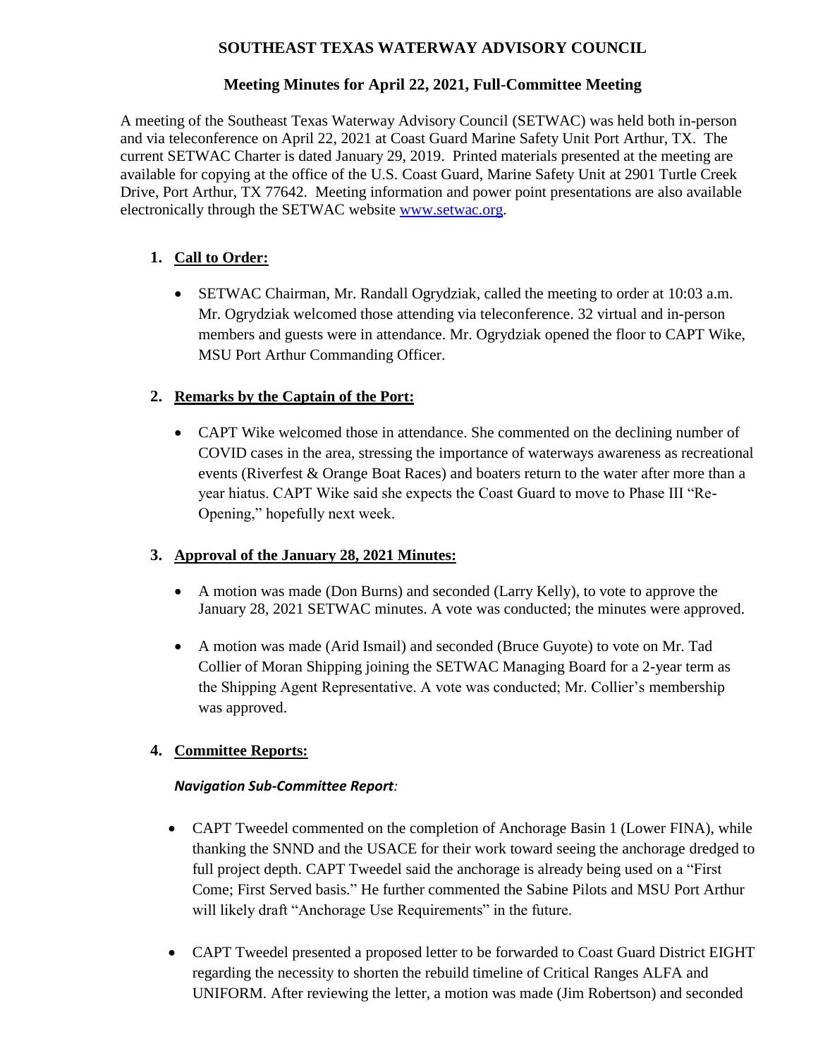# SOUTHEAST TEXAS WATERWAY ADVISORY COUNCIL

## Meeting Minutes for April 22, 2021, Full-Committee Meeting

A meeting of the Southeast Texas Waterway Advisory Council (SETWAC) was held both in-person and via teleconference on April 22, 2021 at Coast Guard Marine Safety Unit Port Arthur, TX. The current SETWAC Charter is dated January 29, 2019. Printed materials presented at the meeting are available for copying at the office of the U.S. Coast Guard, Marine Safety Unit at 2901 Turtle Creek Drive, Port Arthur, TX 77642. Meeting information and power point presentations are also available electronically through the SETWAC website [www.setwac.org](http://www.setwac.org).

1. **Call to Order:**

   - SETWAC Chairman, Mr. Randall Ogrydziak, called the meeting to order at 10:03 a.m. Mr. Ogrydziak welcomed those attending via teleconference. 32 virtual and in-person members and guests were in attendance. Mr. Ogrydziak opened the floor to CAPT Wike, MSU Port Arthur Commanding Officer.

2. **Remarks by the Captain of the Port:**

   - CAPT Wike welcomed those in attendance. She commented on the declining number of COVID cases in the area, stressing the importance of waterways awareness as recreational events (Riverfest & Orange Boat Races) and boaters return to the water after more than a year hiatus. CAPT Wike said she expects the Coast Guard to move to Phase III "Re-Opening," hopefully next week.

3. **Approval of the January 28, 2021 Minutes:**

   - A motion was made (Don Burns) and seconded (Larry Kelly), to vote to approve the January 28, 2021 SETWAC minutes. A vote was conducted; the minutes were approved.
   - A motion was made (Arid Ismail) and seconded (Bruce Guyote) to vote on Mr. Tad Collier of Moran Shipping joining the SETWAC Managing Board for a 2-year term as the Shipping Agent Representative. A vote was conducted; Mr. Collier's membership was approved.

4. **Committee Reports:**

   ***Navigation Sub-Committee Report*:**

   - CAPT Tweedel commented on the completion of Anchorage Basin 1 (Lower FINA), while thanking the SNND and the USACE for their work toward seeing the anchorage dredged to full project depth. CAPT Tweedel said the anchorage is already being used on a "First Come; First Served basis." He further commented the Sabine Pilots and MSU Port Arthur will likely draft "Anchorage Use Requirements" in the future.
   - CAPT Tweedel presented a proposed letter to be forwarded to Coast Guard District EIGHT regarding the necessity to shorten the rebuild timeline of Critical Ranges ALFA and UNIFORM. After reviewing the letter, a motion was made (Jim Robertson) and seconded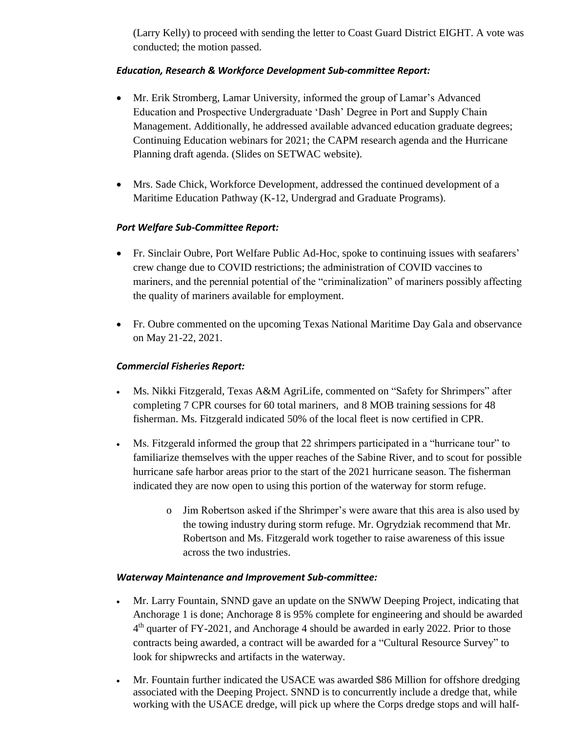(Larry Kelly) to proceed with sending the letter to Coast Guard District EIGHT. A vote was conducted; the motion passed.

***Education, Research & Workforce Development Sub-committee Report:***

- Mr. Erik Stromberg, Lamar University, informed the group of Lamar's Advanced Education and Prospective Undergraduate 'Dash' Degree in Port and Supply Chain Management. Additionally, he addressed available advanced education graduate degrees; Continuing Education webinars for 2021; the CAPM research agenda and the Hurricane Planning draft agenda. (Slides on SETWAC website).

- Mrs. Sade Chick, Workforce Development, addressed the continued development of a Maritime Education Pathway (K-12, Undergrad and Graduate Programs).

***Port Welfare Sub-Committee Report:***

- Fr. Sinclair Oubre, Port Welfare Public Ad-Hoc, spoke to continuing issues with seafarers' crew change due to COVID restrictions; the administration of COVID vaccines to mariners, and the perennial potential of the "criminalization" of mariners possibly affecting the quality of mariners available for employment.

- Fr. Oubre commented on the upcoming Texas National Maritime Day Gala and observance on May 21-22, 2021.

***Commercial Fisheries Report:***

- Ms. Nikki Fitzgerald, Texas A&M AgriLife, commented on "Safety for Shrimpers" after completing 7 CPR courses for 60 total mariners, and 8 MOB training sessions for 48 fisherman. Ms. Fitzgerald indicated 50% of the local fleet is now certified in CPR.

- Ms. Fitzgerald informed the group that 22 shrimpers participated in a "hurricane tour" to familiarize themselves with the upper reaches of the Sabine River, and to scout for possible hurricane safe harbor areas prior to the start of the 2021 hurricane season. The fisherman indicated they are now open to using this portion of the waterway for storm refuge.
    - Jim Robertson asked if the Shrimper's were aware that this area is also used by the towing industry during storm refuge. Mr. Ogrydziak recommend that Mr. Robertson and Ms. Fitzgerald work together to raise awareness of this issue across the two industries.

***Waterway Maintenance and Improvement Sub-committee:***

- Mr. Larry Fountain, SNND gave an update on the SNWW Deeping Project, indicating that Anchorage 1 is done; Anchorage 8 is 95% complete for engineering and should be awarded 4th quarter of FY-2021, and Anchorage 4 should be awarded in early 2022. Prior to those contracts being awarded, a contract will be awarded for a "Cultural Resource Survey" to look for shipwrecks and artifacts in the waterway.

- Mr. Fountain further indicated the USACE was awarded $86 Million for offshore dredging associated with the Deeping Project. SNND is to concurrently include a dredge that, while working with the USACE dredge, will pick up where the Corps dredge stops and will half-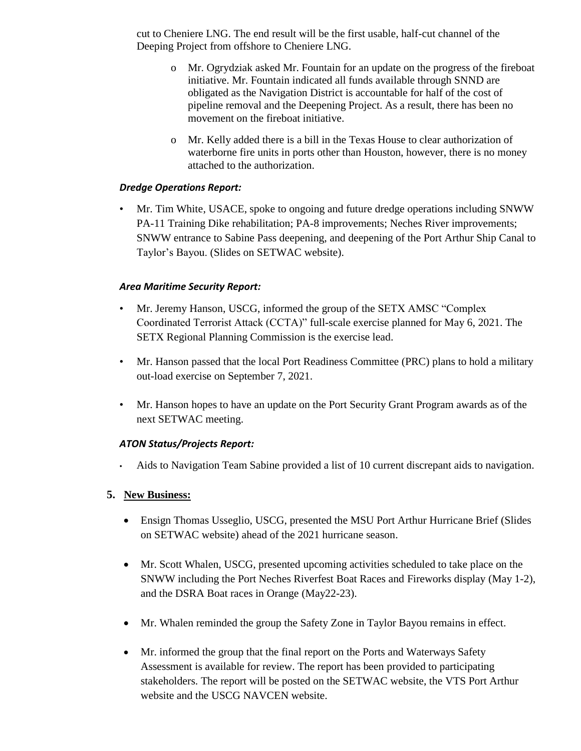cut to Cheniere LNG. The end result will be the first usable, half-cut channel of the Deeping Project from offshore to Cheniere LNG.

- Mr. Ogrydziak asked Mr. Fountain for an update on the progress of the fireboat initiative. Mr. Fountain indicated all funds available through SNND are obligated as the Navigation District is accountable for half of the cost of pipeline removal and the Deepening Project. As a result, there has been no movement on the fireboat initiative.
- Mr. Kelly added there is a bill in the Texas House to clear authorization of waterborne fire units in ports other than Houston, however, there is no money attached to the authorization.

***Dredge Operations Report:***

- Mr. Tim White, USACE, spoke to ongoing and future dredge operations including SNWW PA-11 Training Dike rehabilitation; PA-8 improvements; Neches River improvements; SNWW entrance to Sabine Pass deepening, and deepening of the Port Arthur Ship Canal to Taylor's Bayou. (Slides on SETWAC website).

***Area Maritime Security Report:***

- Mr. Jeremy Hanson, USCG, informed the group of the SETX AMSC "Complex Coordinated Terrorist Attack (CCTA)" full-scale exercise planned for May 6, 2021. The SETX Regional Planning Commission is the exercise lead.
- Mr. Hanson passed that the local Port Readiness Committee (PRC) plans to hold a military out-load exercise on September 7, 2021.
- Mr. Hanson hopes to have an update on the Port Security Grant Program awards as of the next SETWAC meeting.

***ATON Status/Projects Report:***

- Aids to Navigation Team Sabine provided a list of 10 current discrepant aids to navigation.

**5. New Business:**

- Ensign Thomas Usseglio, USCG, presented the MSU Port Arthur Hurricane Brief (Slides on SETWAC website) ahead of the 2021 hurricane season.
- Mr. Scott Whalen, USCG, presented upcoming activities scheduled to take place on the SNWW including the Port Neches Riverfest Boat Races and Fireworks display (May 1-2), and the DSRA Boat races in Orange (May22-23).
- Mr. Whalen reminded the group the Safety Zone in Taylor Bayou remains in effect.
- Mr. informed the group that the final report on the Ports and Waterways Safety Assessment is available for review. The report has been provided to participating stakeholders. The report will be posted on the SETWAC website, the VTS Port Arthur website and the USCG NAVCEN website.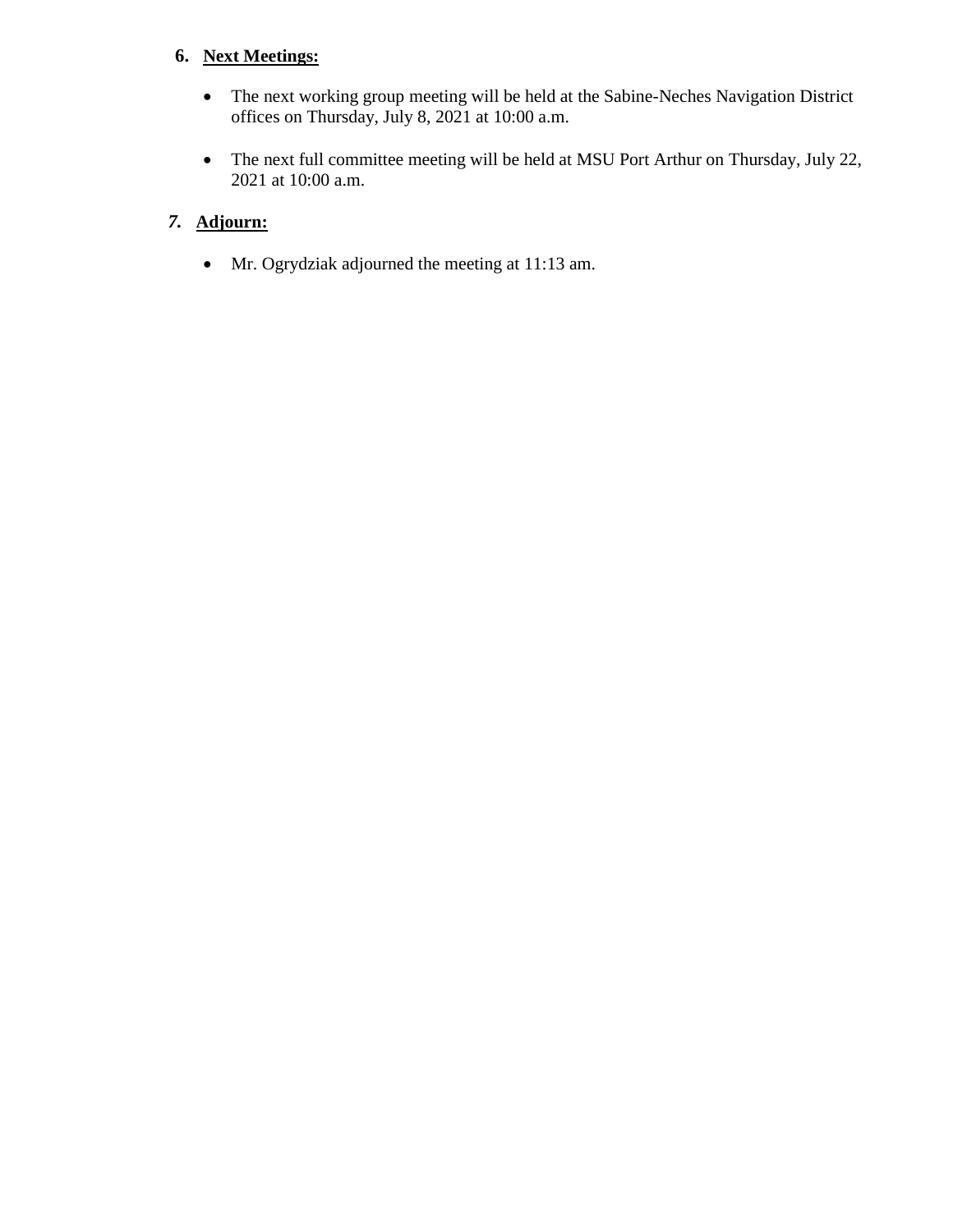**6. Next Meetings:**

- The next working group meeting will be held at the Sabine-Neches Navigation District offices on Thursday, July 8, 2021 at 10:00 a.m.

- The next full committee meeting will be held at MSU Port Arthur on Thursday, July 22, 2021 at 10:00 a.m.

***7.* Adjourn:**

- Mr. Ogrydziak adjourned the meeting at 11:13 am.